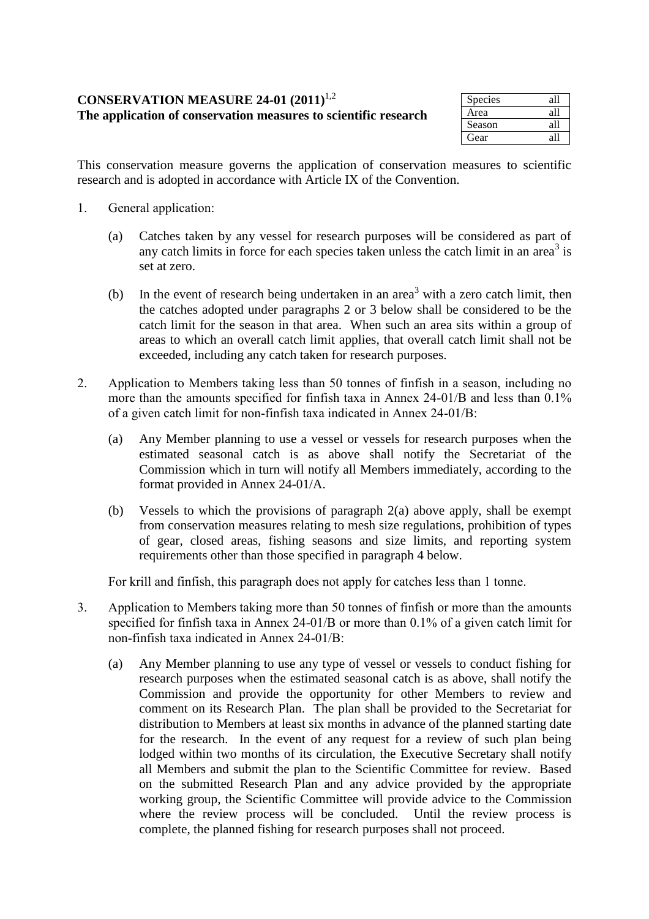**CONSERVATION MEASURE 24-01 (2011)**[1,2]
**The application of conservation measures to scientific research**

| | |
|---|---|
| Species | all |
| Area | all |
| Season | all |
| Gear | all |

This conservation measure governs the application of conservation measures to scientific research and is adopted in accordance with Article IX of the Convention.

1. General application:

   (a) Catches taken by any vessel for research purposes will be considered as part of any catch limits in force for each species taken unless the catch limit in an area[3] is set at zero.

   (b) In the event of research being undertaken in an area[3] with a zero catch limit, then the catches adopted under paragraphs 2 or 3 below shall be considered to be the catch limit for the season in that area. When such an area sits within a group of areas to which an overall catch limit applies, that overall catch limit shall not be exceeded, including any catch taken for research purposes.

2. Application to Members taking less than 50 tonnes of finfish in a season, including no more than the amounts specified for finfish taxa in Annex 24-01/B and less than 0.1% of a given catch limit for non-finfish taxa indicated in Annex 24-01/B:

   (a) Any Member planning to use a vessel or vessels for research purposes when the estimated seasonal catch is as above shall notify the Secretariat of the Commission which in turn will notify all Members immediately, according to the format provided in Annex 24-01/A.

   (b) Vessels to which the provisions of paragraph 2(a) above apply, shall be exempt from conservation measures relating to mesh size regulations, prohibition of types of gear, closed areas, fishing seasons and size limits, and reporting system requirements other than those specified in paragraph 4 below.

   For krill and finfish, this paragraph does not apply for catches less than 1 tonne.

3. Application to Members taking more than 50 tonnes of finfish or more than the amounts specified for finfish taxa in Annex 24-01/B or more than 0.1% of a given catch limit for non-finfish taxa indicated in Annex 24-01/B:

   (a) Any Member planning to use any type of vessel or vessels to conduct fishing for research purposes when the estimated seasonal catch is as above, shall notify the Commission and provide the opportunity for other Members to review and comment on its Research Plan. The plan shall be provided to the Secretariat for distribution to Members at least six months in advance of the planned starting date for the research. In the event of any request for a review of such plan being lodged within two months of its circulation, the Executive Secretary shall notify all Members and submit the plan to the Scientific Committee for review. Based on the submitted Research Plan and any advice provided by the appropriate working group, the Scientific Committee will provide advice to the Commission where the review process will be concluded. Until the review process is complete, the planned fishing for research purposes shall not proceed.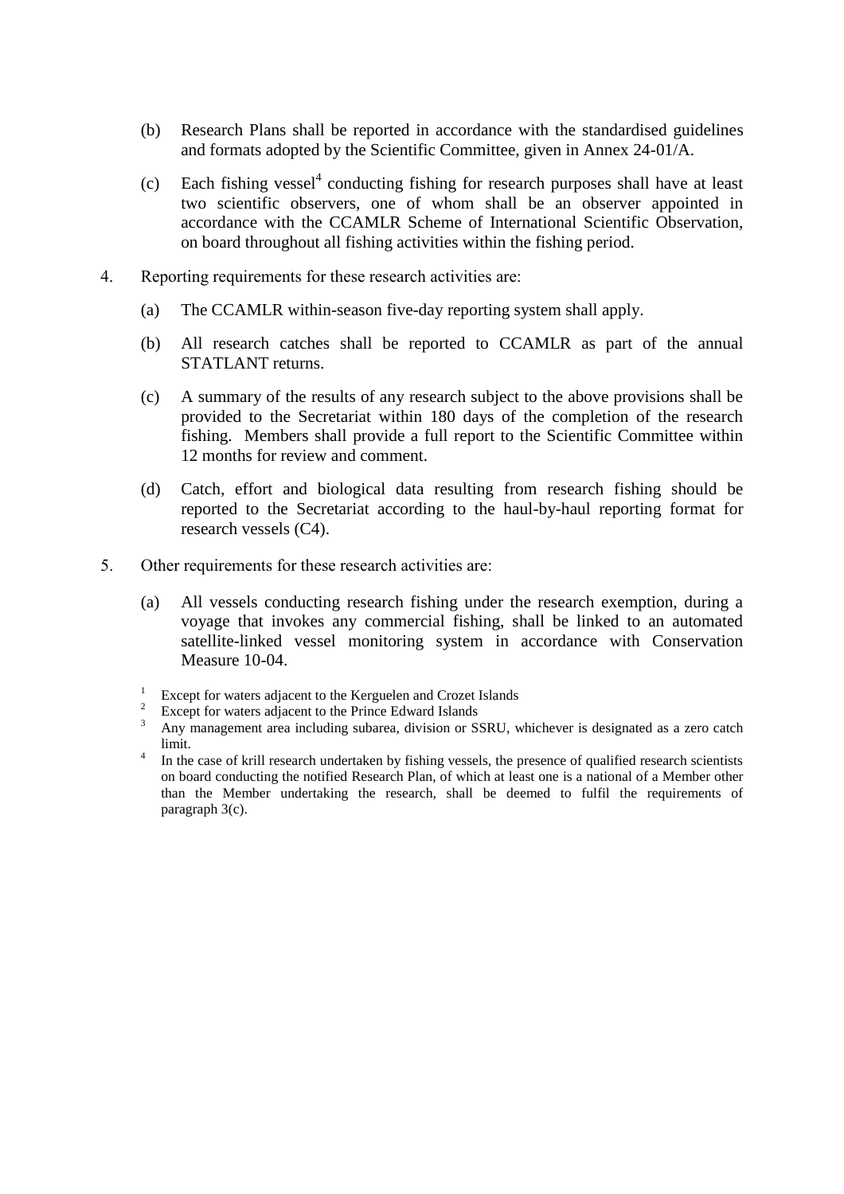(b) Research Plans shall be reported in accordance with the standardised guidelines and formats adopted by the Scientific Committee, given in Annex 24-01/A.

(c) Each fishing vessel[4] conducting fishing for research purposes shall have at least two scientific observers, one of whom shall be an observer appointed in accordance with the CCAMLR Scheme of International Scientific Observation, on board throughout all fishing activities within the fishing period.

4. Reporting requirements for these research activities are:

(a) The CCAMLR within-season five-day reporting system shall apply.

(b) All research catches shall be reported to CCAMLR as part of the annual STATLANT returns.

(c) A summary of the results of any research subject to the above provisions shall be provided to the Secretariat within 180 days of the completion of the research fishing. Members shall provide a full report to the Scientific Committee within 12 months for review and comment.

(d) Catch, effort and biological data resulting from research fishing should be reported to the Secretariat according to the haul-by-haul reporting format for research vessels (C4).

5. Other requirements for these research activities are:

(a) All vessels conducting research fishing under the research exemption, during a voyage that invokes any commercial fishing, shall be linked to an automated satellite-linked vessel monitoring system in accordance with Conservation Measure 10-04.

[1] Except for waters adjacent to the Kerguelen and Crozet Islands

[2] Except for waters adjacent to the Prince Edward Islands

[3] Any management area including subarea, division or SSRU, whichever is designated as a zero catch limit.

[4] In the case of krill research undertaken by fishing vessels, the presence of qualified research scientists on board conducting the notified Research Plan, of which at least one is a national of a Member other than the Member undertaking the research, shall be deemed to fulfil the requirements of paragraph 3(c).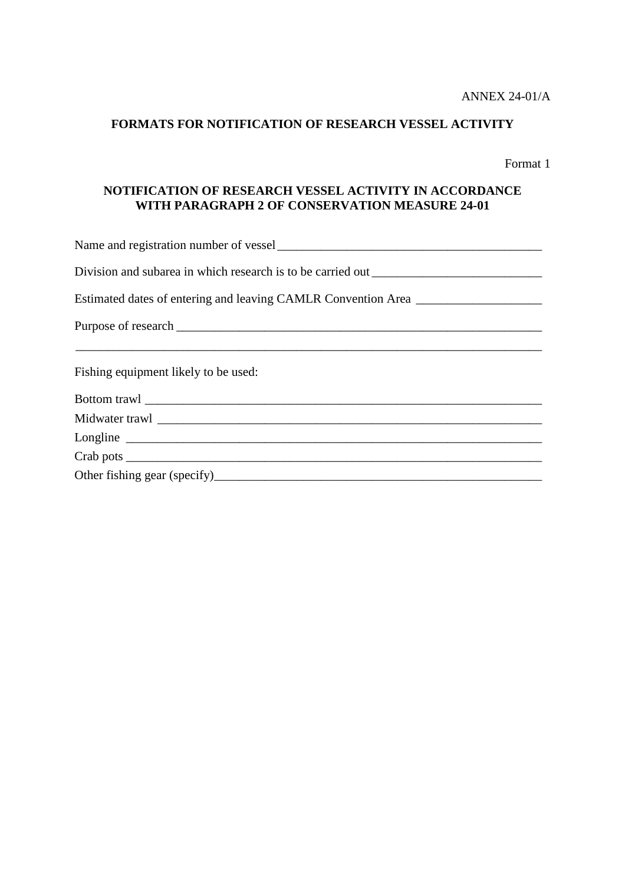ANNEX 24-01/A

## FORMATS FOR NOTIFICATION OF RESEARCH VESSEL ACTIVITY

Format 1

### NOTIFICATION OF RESEARCH VESSEL ACTIVITY IN ACCORDANCE WITH PARAGRAPH 2 OF CONSERVATION MEASURE 24-01

Name and registration number of vessel___________________________________________

Division and subarea in which research is to be carried out___________________________

Estimated dates of entering and leaving CAMLR Convention Area ___________________

Purpose of research ____________________________________________________________

________________________________________________________________________________

Fishing equipment likely to be used:

Bottom trawl _________________________________________________________________

Midwater trawl _______________________________________________________________

Longline ____________________________________________________________________

Crab pots ____________________________________________________________________

Other fishing gear (specify)_____________________________________________________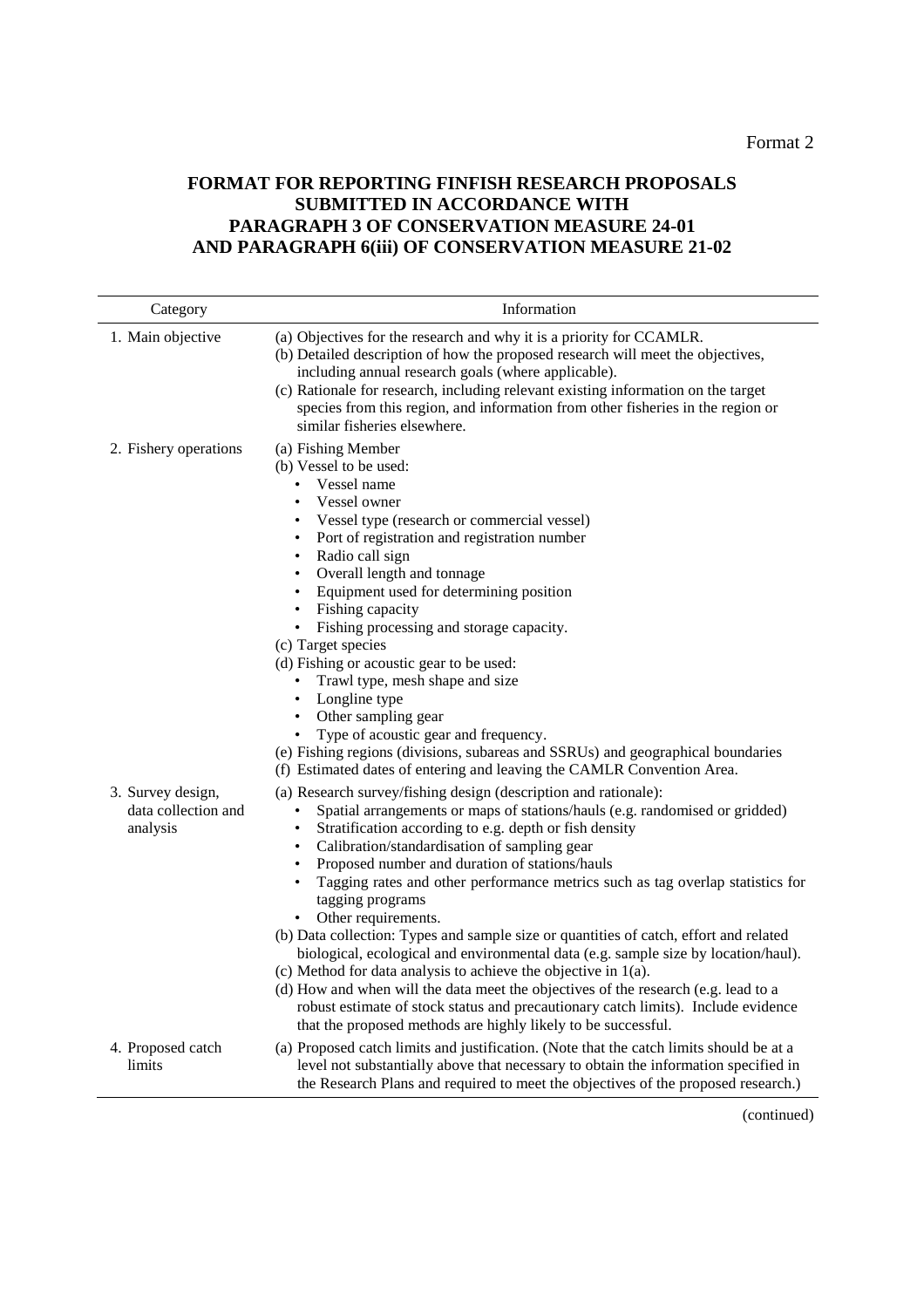Format 2

## FORMAT FOR REPORTING FINFISH RESEARCH PROPOSALS SUBMITTED IN ACCORDANCE WITH PARAGRAPH 3 OF CONSERVATION MEASURE 24-01 AND PARAGRAPH 6(iii) OF CONSERVATION MEASURE 21-02

| Category | Information |
|---|---|
| 1. Main objective | (a) Objectives for the research and why it is a priority for CCAMLR.<br>(b) Detailed description of how the proposed research will meet the objectives, including annual research goals (where applicable).<br>(c) Rationale for research, including relevant existing information on the target species from this region, and information from other fisheries in the region or similar fisheries elsewhere. |
| 2. Fishery operations | (a) Fishing Member<br>(b) Vessel to be used:<br>• Vessel name<br>• Vessel owner<br>• Vessel type (research or commercial vessel)<br>• Port of registration and registration number<br>• Radio call sign<br>• Overall length and tonnage<br>• Equipment used for determining position<br>• Fishing capacity<br>• Fishing processing and storage capacity.<br>(c) Target species<br>(d) Fishing or acoustic gear to be used:<br>• Trawl type, mesh shape and size<br>• Longline type<br>• Other sampling gear<br>• Type of acoustic gear and frequency.<br>(e) Fishing regions (divisions, subareas and SSRUs) and geographical boundaries<br>(f) Estimated dates of entering and leaving the CAMLR Convention Area. |
| 3. Survey design, data collection and analysis | (a) Research survey/fishing design (description and rationale):<br>• Spatial arrangements or maps of stations/hauls (e.g. randomised or gridded)<br>• Stratification according to e.g. depth or fish density<br>• Calibration/standardisation of sampling gear<br>• Proposed number and duration of stations/hauls<br>• Tagging rates and other performance metrics such as tag overlap statistics for tagging programs<br>• Other requirements.<br>(b) Data collection: Types and sample size or quantities of catch, effort and related biological, ecological and environmental data (e.g. sample size by location/haul).<br>(c) Method for data analysis to achieve the objective in 1(a).<br>(d) How and when will the data meet the objectives of the research (e.g. lead to a robust estimate of stock status and precautionary catch limits). Include evidence that the proposed methods are highly likely to be successful. |
| 4. Proposed catch limits | (a) Proposed catch limits and justification. (Note that the catch limits should be at a level not substantially above that necessary to obtain the information specified in the Research Plans and required to meet the objectives of the proposed research.) |

(continued)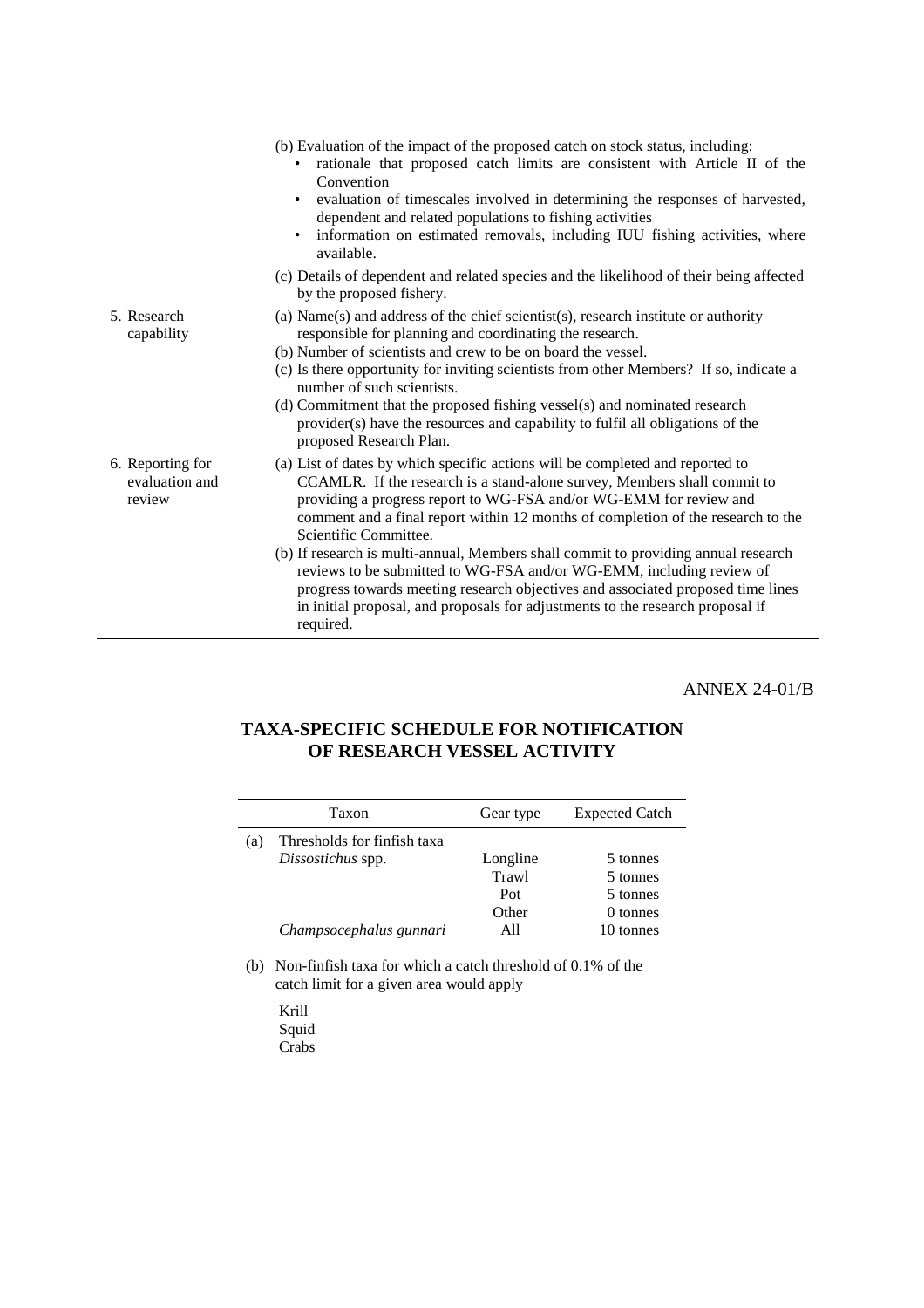| | |
|---|---|
| | (b) Evaluation of the impact of the proposed catch on stock status, including:<br>• rationale that proposed catch limits are consistent with Article II of the Convention<br>• evaluation of timescales involved in determining the responses of harvested, dependent and related populations to fishing activities<br>• information on estimated removals, including IUU fishing activities, where available.<br>(c) Details of dependent and related species and the likelihood of their being affected by the proposed fishery. |
| 5. Research capability | (a) Name(s) and address of the chief scientist(s), research institute or authority responsible for planning and coordinating the research.<br>(b) Number of scientists and crew to be on board the vessel.<br>(c) Is there opportunity for inviting scientists from other Members? If so, indicate a number of such scientists.<br>(d) Commitment that the proposed fishing vessel(s) and nominated research provider(s) have the resources and capability to fulfil all obligations of the proposed Research Plan. |
| 6. Reporting for evaluation and review | (a) List of dates by which specific actions will be completed and reported to CCAMLR. If the research is a stand-alone survey, Members shall commit to providing a progress report to WG-FSA and/or WG-EMM for review and comment and a final report within 12 months of completion of the research to the Scientific Committee.<br>(b) If research is multi-annual, Members shall commit to providing annual research reviews to be submitted to WG-FSA and/or WG-EMM, including review of progress towards meeting research objectives and associated proposed time lines in initial proposal, and proposals for adjustments to the research proposal if required. |

ANNEX 24-01/B

## TAXA-SPECIFIC SCHEDULE FOR NOTIFICATION OF RESEARCH VESSEL ACTIVITY

| | Taxon | Gear type | Expected Catch |
|---|---|---|---|
| (a) | Thresholds for finfish taxa | | |
| | *Dissostichus* spp. | Longline | 5 tonnes |
| | | Trawl | 5 tonnes |
| | | Pot | 5 tonnes |
| | | Other | 0 tonnes |
| | *Champsocephalus gunnari* | All | 10 tonnes |
| (b) | Non-finfish taxa for which a catch threshold of 0.1% of the catch limit for a given area would apply | | |
| | Krill | | |
| | Squid | | |
| | Crabs | | |